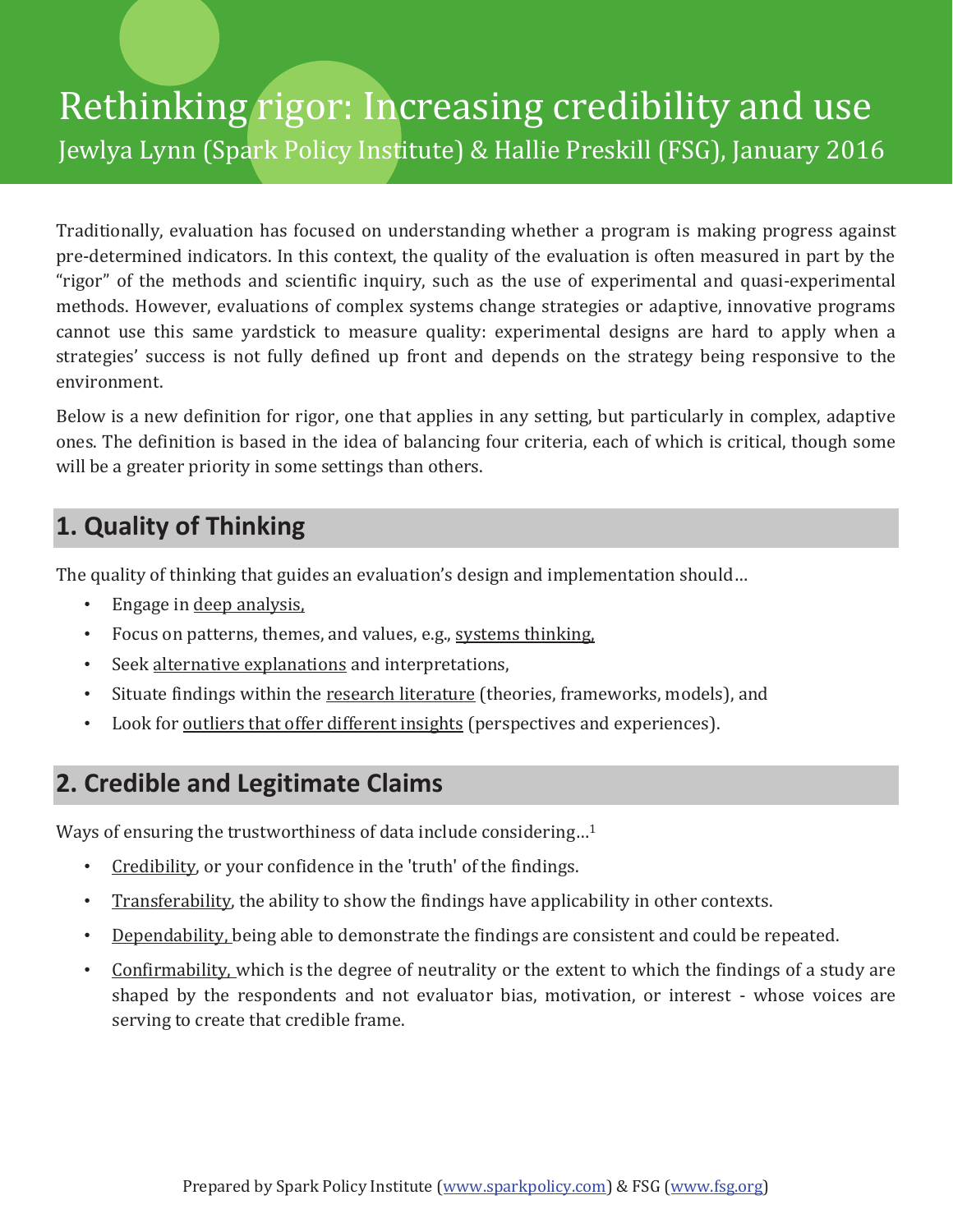# Rethinking rigor: Increasing credibility and use

Jewlya Lynn (Spark Policy Institute) & Hallie Preskill (FSG), January 2016

Traditionally, evaluation has focused on understanding whether a program is making progress against pre-determined indicators. In this context, the quality of the evaluation is often measured in part by the "rigor" of the methods and scientific inquiry, such as the use of experimental and quasi-experimental methods. However, evaluations of complex systems change strategies or adaptive, innovative programs cannot use this same yardstick to measure quality: experimental designs are hard to apply when a strategies' success is not fully defined up front and depends on the strategy being responsive to the environment.

Below is a new definition for rigor, one that applies in any setting, but particularly in complex, adaptive ones. The definition is based in the idea of balancing four criteria, each of which is critical, though some will be a greater priority in some settings than others.

## 1. Quality of Thinking

The quality of thinking that guides an evaluation's design and implementation should…

- Engage in deep analysis,
- Focus on patterns, themes, and values, e.g., systems thinking,
- Seek alternative explanations and interpretations,
- Situate findings within the research literature (theories, frameworks, models), and
- Look for outliers that offer different insights (perspectives and experiences).

## 2. Credible and Legitimate Claims

Ways of ensuring the trustworthiness of data include considering…[1]

- Credibility, or your confidence in the 'truth' of the findings.
- Transferability, the ability to show the findings have applicability in other contexts.
- Dependability, being able to demonstrate the findings are consistent and could be repeated.
- Confirmability, which is the degree of neutrality or the extent to which the findings of a study are shaped by the respondents and not evaluator bias, motivation, or interest - whose voices are serving to create that credible frame.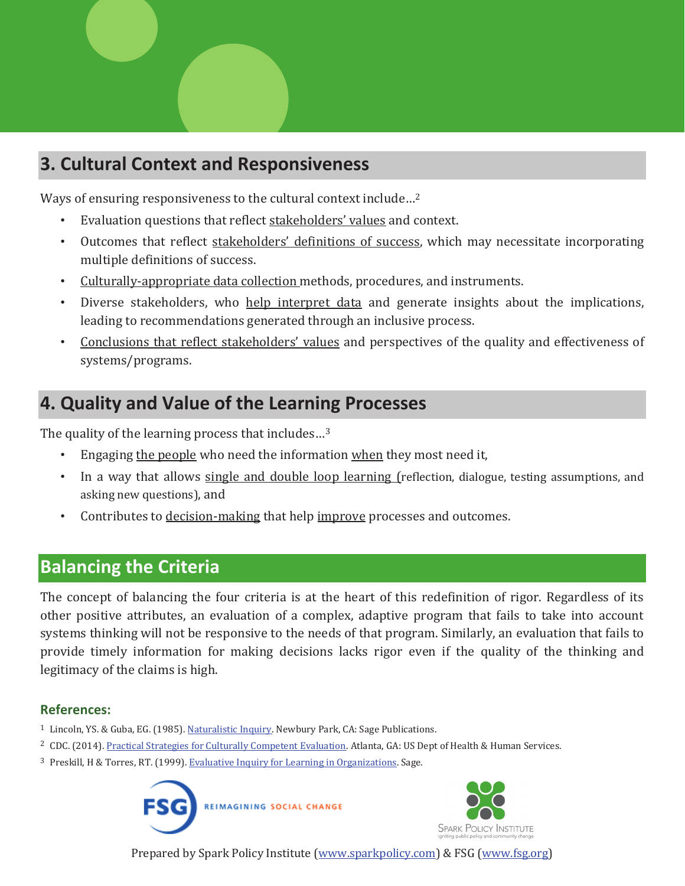## 3. Cultural Context and Responsiveness

Ways of ensuring responsiveness to the cultural context include…[2]

- Evaluation questions that reflect stakeholders' values and context.
- Outcomes that reflect stakeholders' definitions of success, which may necessitate incorporating multiple definitions of success.
- Culturally-appropriate data collection methods, procedures, and instruments.
- Diverse stakeholders, who help interpret data and generate insights about the implications, leading to recommendations generated through an inclusive process.
- Conclusions that reflect stakeholders' values and perspectives of the quality and effectiveness of systems/programs.

## 4. Quality and Value of the Learning Processes

The quality of the learning process that includes…[3]

- Engaging the people who need the information when they most need it,
- In a way that allows single and double loop learning (reflection, dialogue, testing assumptions, and asking new questions), and
- Contributes to decision-making that help improve processes and outcomes.

## Balancing the Criteria

The concept of balancing the four criteria is at the heart of this redefinition of rigor. Regardless of its other positive attributes, an evaluation of a complex, adaptive program that fails to take into account systems thinking will not be responsive to the needs of that program. Similarly, an evaluation that fails to provide timely information for making decisions lacks rigor even if the quality of the thinking and legitimacy of the claims is high.

### References:

[1] Lincoln, YS. & Guba, EG. (1985). Naturalistic Inquiry. Newbury Park, CA: Sage Publications.

[2] CDC. (2014). Practical Strategies for Culturally Competent Evaluation. Atlanta, GA: US Dept of Health & Human Services.

[3] Preskill, H & Torres, RT. (1999). Evaluative Inquiry for Learning in Organizations. Sage.

FSG REIMAGINING SOCIAL CHANGE

Spark Policy Institute igniting public policy and community change

Prepared by Spark Policy Institute (www.sparkpolicy.com) & FSG (www.fsg.org)